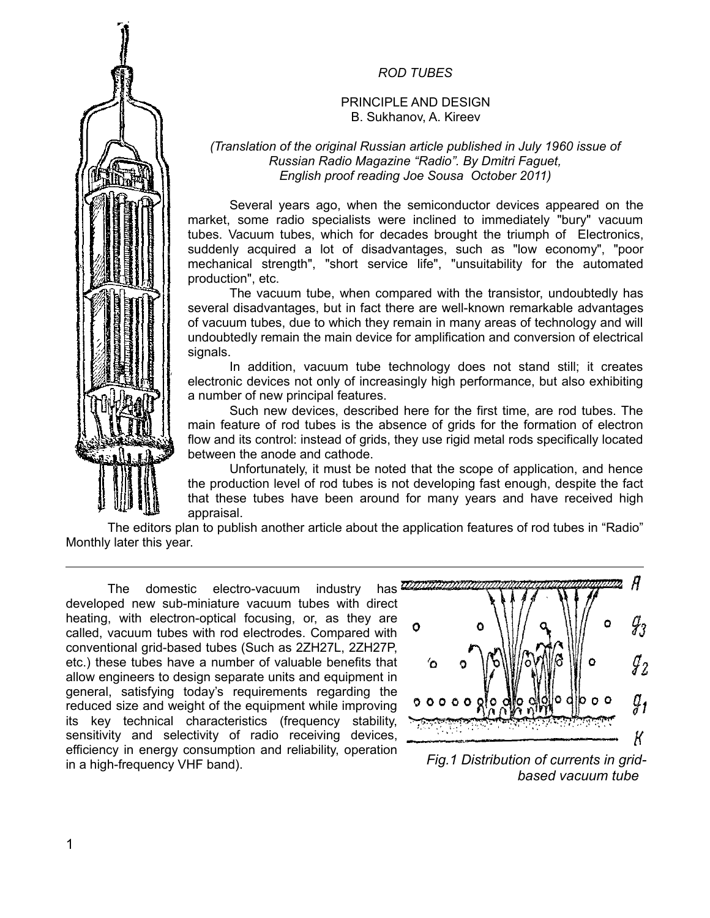# *ROD TUBES*

## PRINCIPLE AND DESIGN

B. Sukhanov, A. Kireev

*(Translation of the original Russian article published in July 1960 issue of Russian Radio Magazine "Radio". By Dmitri Faguet, English proof reading Joe Sousa October 2011)*

Several years ago, when the semiconductor devices appeared on the market, some radio specialists were inclined to immediately "bury" vacuum tubes. Vacuum tubes, which for decades brought the triumph of Electronics, suddenly acquired a lot of disadvantages, such as "low economy", "poor mechanical strength", "short service life", "unsuitability for the automated production", etc.

The vacuum tube, when compared with the transistor, undoubtedly has several disadvantages, but in fact there are well-known remarkable advantages of vacuum tubes, due to which they remain in many areas of technology and will undoubtedly remain the main device for amplification and conversion of electrical signals.

In addition, vacuum tube technology does not stand still; it creates electronic devices not only of increasingly high performance, but also exhibiting a number of new principal features.

Such new devices, described here for the first time, are rod tubes. The main feature of rod tubes is the absence of grids for the formation of electron flow and its control: instead of grids, they use rigid metal rods specifically located between the anode and cathode.

Unfortunately, it must be noted that the scope of application, and hence the production level of rod tubes is not developing fast enough, despite the fact that these tubes have been around for many years and have received high appraisal.

The editors plan to publish another article about the application features of rod tubes in "Radio" Monthly later this year.

---

The domestic electro-vacuum industry has developed new sub-miniature vacuum tubes with direct heating, with electron-optical focusing, or, as they are called, vacuum tubes with rod electrodes. Compared with conventional grid-based tubes (Such as 2ZH27L, 2ZH27P, etc.) these tubes have a number of valuable benefits that allow engineers to design separate units and equipment in general, satisfying today's requirements regarding the reduced size and weight of the equipment while improving its key technical characteristics (frequency stability, sensitivity and selectivity of radio receiving devices, efficiency in energy consumption and reliability, operation in a high-frequency VHF band).

*Fig.1 Distribution of currents in grid-based vacuum tube*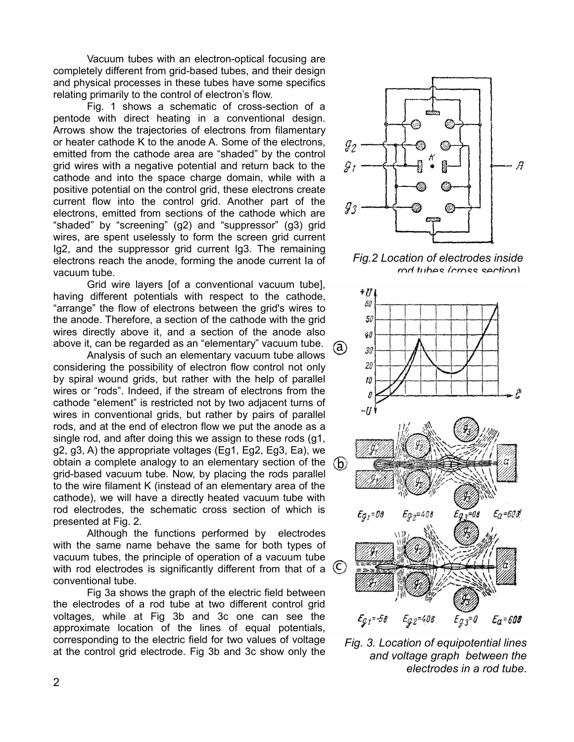Vacuum tubes with an electron-optical focusing are completely different from grid-based tubes, and their design and physical processes in these tubes have some specifics relating primarily to the control of electron's flow.

Fig. 1 shows a schematic of cross-section of a pentode with direct heating in a conventional design. Arrows show the trajectories of electrons from filamentary or heater cathode K to the anode A. Some of the electrons, emitted from the cathode area are "shaded" by the control grid wires with a negative potential and return back to the cathode and into the space charge domain, while with a positive potential on the control grid, these electrons create current flow into the control grid. Another part of the electrons, emitted from sections of the cathode which are "shaded" by "screening" (g2) and "suppressor" (g3) grid wires, are spent uselessly to form the screen grid current Ig2, and the suppressor grid current Ig3. The remaining electrons reach the anode, forming the anode current Ia of vacuum tube.

Grid wire layers [of a conventional vacuum tube], having different potentials with respect to the cathode, "arrange" the flow of electrons between the grid's wires to the anode. Therefore, a section of the cathode with the grid wires directly above it, and a section of the anode also above it, can be regarded as an "elementary" vacuum tube.

Analysis of such an elementary vacuum tube allows considering the possibility of electron flow control not only by spiral wound grids, but rather with the help of parallel wires or "rods". Indeed, if the stream of electrons from the cathode "element" is restricted not by two adjacent turns of wires in conventional grids, but rather by pairs of parallel rods, and at the end of electron flow we put the anode as a single rod, and after doing this we assign to these rods (g1, g2, g3, A) the appropriate voltages (Eg1, Eg2, Eg3, Ea), we obtain a complete analogy to an elementary section of the grid-based vacuum tube. Now, by placing the rods parallel to the wire filament K (instead of an elementary area of the cathode), we will have a directly heated vacuum tube with rod electrodes, the schematic cross section of which is presented at Fig. 2.

Although the functions performed by electrodes with the same name behave the same for both types of vacuum tubes, the principle of operation of a vacuum tube with rod electrodes is significantly different from that of a conventional tube.

Fig 3a shows the graph of the electric field between the electrodes of a rod tube at two different control grid voltages, while at Fig 3b and 3c one can see the approximate location of the lines of equal potentials, corresponding to the electric field for two values of voltage at the control grid electrode. Fig 3b and 3c show only the

*Fig.2 Location of electrodes inside rod tubes (cross section)*

*Fig. 3. Location of equipotential lines and voltage graph between the electrodes in a rod tube.*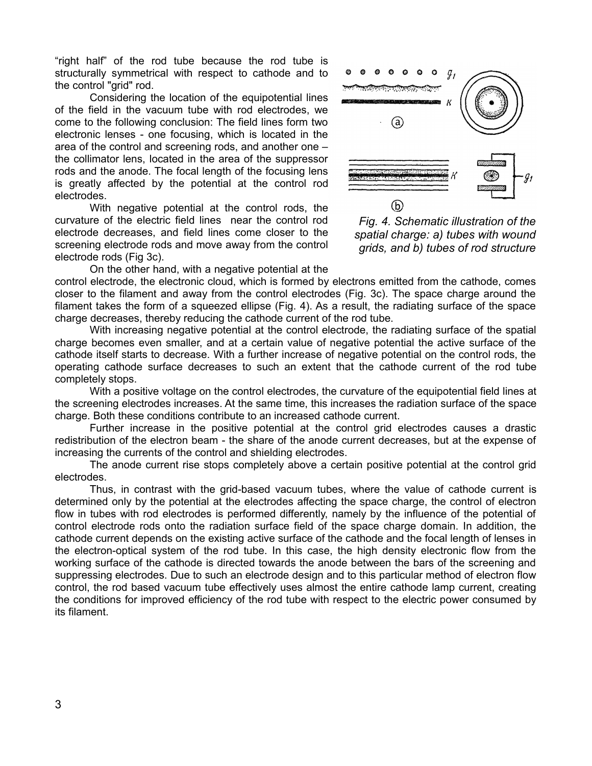"right half" of the rod tube because the rod tube is structurally symmetrical with respect to cathode and to the control "grid" rod.

Considering the location of the equipotential lines of the field in the vacuum tube with rod electrodes, we come to the following conclusion: The field lines form two electronic lenses - one focusing, which is located in the area of the control and screening rods, and another one – the collimator lens, located in the area of the suppressor rods and the anode. The focal length of the focusing lens is greatly affected by the potential at the control rod electrodes.

With negative potential at the control rods, the curvature of the electric field lines near the control rod electrode decreases, and field lines come closer to the screening electrode rods and move away from the control electrode rods (Fig 3c).

*Fig. 4. Schematic illustration of the spatial charge: a) tubes with wound grids, and b) tubes of rod structure*

On the other hand, with a negative potential at the control electrode, the electronic cloud, which is formed by electrons emitted from the cathode, comes closer to the filament and away from the control electrodes (Fig. 3c). The space charge around the filament takes the form of a squeezed ellipse (Fig. 4). As a result, the radiating surface of the space charge decreases, thereby reducing the cathode current of the rod tube.

With increasing negative potential at the control electrode, the radiating surface of the spatial charge becomes even smaller, and at a certain value of negative potential the active surface of the cathode itself starts to decrease. With a further increase of negative potential on the control rods, the operating cathode surface decreases to such an extent that the cathode current of the rod tube completely stops.

With a positive voltage on the control electrodes, the curvature of the equipotential field lines at the screening electrodes increases. At the same time, this increases the radiation surface of the space charge. Both these conditions contribute to an increased cathode current.

Further increase in the positive potential at the control grid electrodes causes a drastic redistribution of the electron beam - the share of the anode current decreases, but at the expense of increasing the currents of the control and shielding electrodes.

The anode current rise stops completely above a certain positive potential at the control grid electrodes.

Thus, in contrast with the grid-based vacuum tubes, where the value of cathode current is determined only by the potential at the electrodes affecting the space charge, the control of electron flow in tubes with rod electrodes is performed differently, namely by the influence of the potential of control electrode rods onto the radiation surface field of the space charge domain. In addition, the cathode current depends on the existing active surface of the cathode and the focal length of lenses in the electron-optical system of the rod tube. In this case, the high density electronic flow from the working surface of the cathode is directed towards the anode between the bars of the screening and suppressing electrodes. Due to such an electrode design and to this particular method of electron flow control, the rod based vacuum tube effectively uses almost the entire cathode lamp current, creating the conditions for improved efficiency of the rod tube with respect to the electric power consumed by its filament.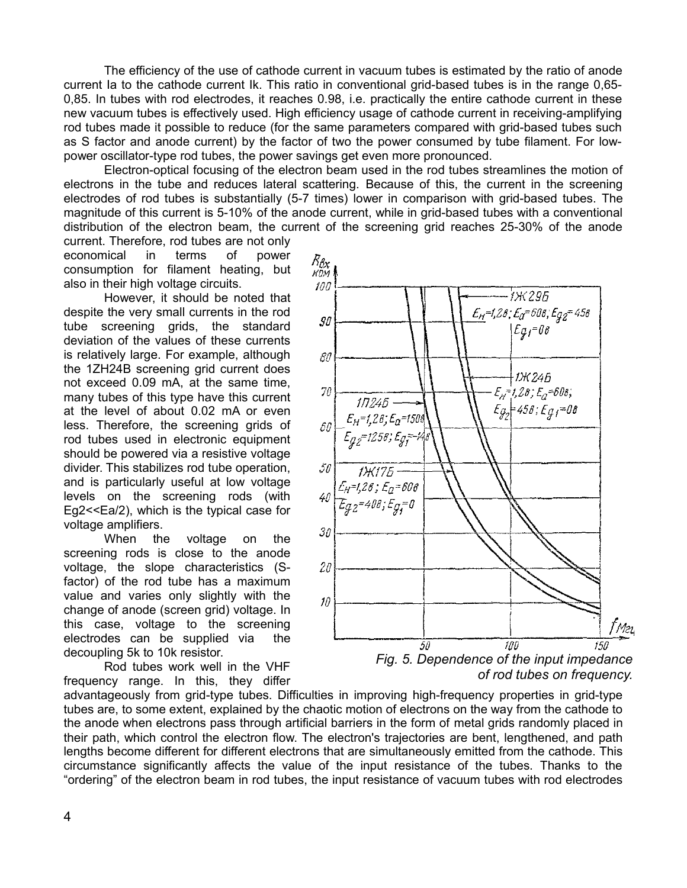The efficiency of the use of cathode current in vacuum tubes is estimated by the ratio of anode current Ia to the cathode current Ik. This ratio in conventional grid-based tubes is in the range 0,65-0,85. In tubes with rod electrodes, it reaches 0.98, i.e. practically the entire cathode current in these new vacuum tubes is effectively used. High efficiency usage of cathode current in receiving-amplifying rod tubes made it possible to reduce (for the same parameters compared with grid-based tubes such as S factor and anode current) by the factor of two the power consumed by tube filament. For low-power oscillator-type rod tubes, the power savings get even more pronounced.

Electron-optical focusing of the electron beam used in the rod tubes streamlines the motion of electrons in the tube and reduces lateral scattering. Because of this, the current in the screening electrodes of rod tubes is substantially (5-7 times) lower in comparison with grid-based tubes. The magnitude of this current is 5-10% of the anode current, while in grid-based tubes with a conventional distribution of the electron beam, the current of the screening grid reaches 25-30% of the anode current. Therefore, rod tubes are not only economical in terms of power consumption for filament heating, but also in their high voltage circuits.

However, it should be noted that despite the very small currents in the rod tube screening grids, the standard deviation of the values of these currents is relatively large. For example, although the 1ZH24B screening grid current does not exceed 0.09 mA, at the same time, many tubes of this type have this current at the level of about 0.02 mA or even less. Therefore, the screening grids of rod tubes used in electronic equipment should be powered via a resistive voltage divider. This stabilizes rod tube operation, and is particularly useful at low voltage levels on the screening rods (with Eg2<<Ea/2), which is the typical case for voltage amplifiers.

When the voltage on the screening rods is close to the anode voltage, the slope characteristics (S-factor) of the rod tube has a maximum value and varies only slightly with the change of anode (screen grid) voltage. In this case, voltage to the screening electrodes can be supplied via the decoupling 5k to 10k resistor.

*Fig. 5. Dependence of the input impedance of rod tubes on frequency.*

Rod tubes work well in the VHF frequency range. In this, they differ advantageously from grid-type tubes. Difficulties in improving high-frequency properties in grid-type tubes are, to some extent, explained by the chaotic motion of electrons on the way from the cathode to the anode when electrons pass through artificial barriers in the form of metal grids randomly placed in their path, which control the electron flow. The electron's trajectories are bent, lengthened, and path lengths become different for different electrons that are simultaneously emitted from the cathode. This circumstance significantly affects the value of the input resistance of the tubes. Thanks to the "ordering" of the electron beam in rod tubes, the input resistance of vacuum tubes with rod electrodes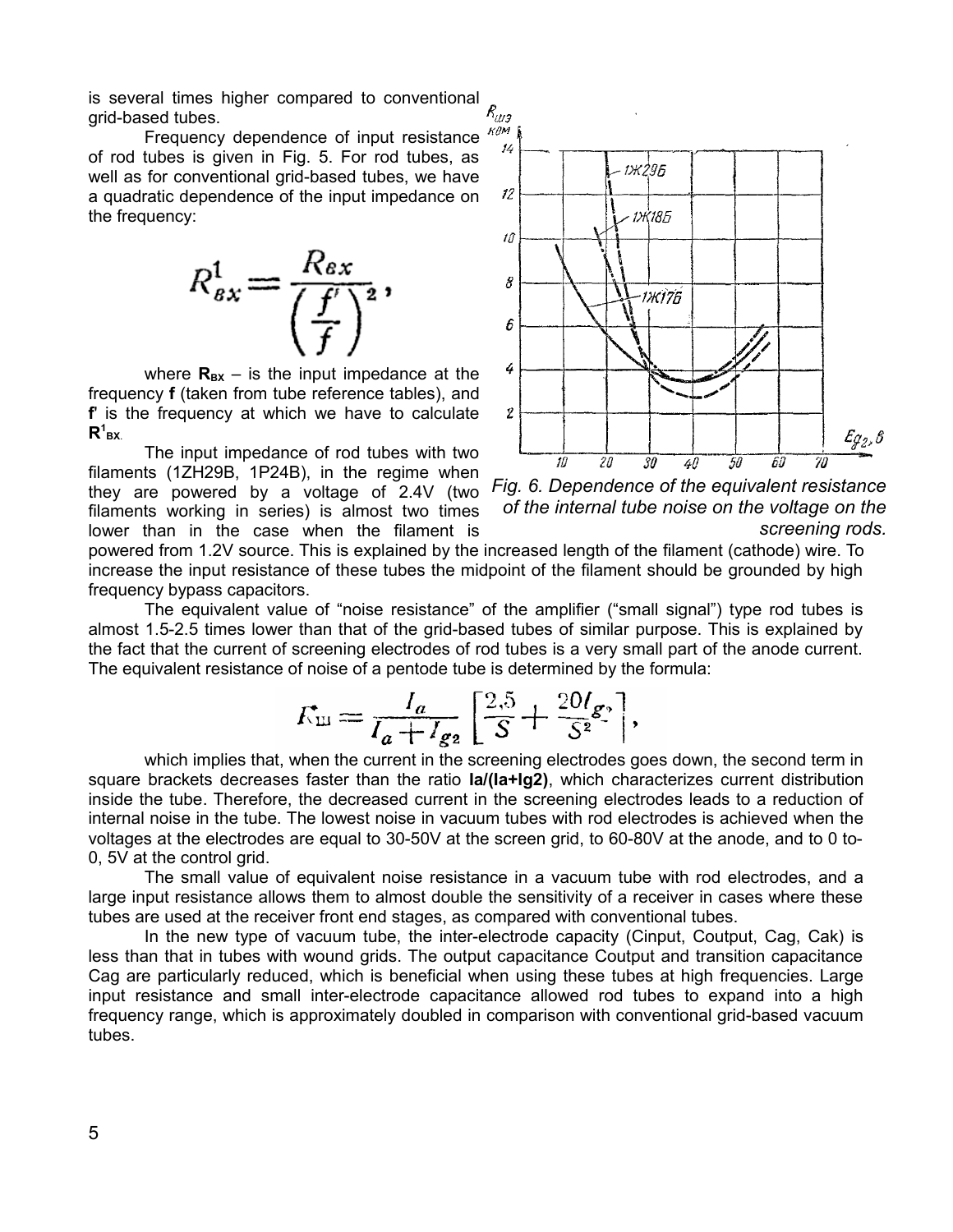is several times higher compared to conventional grid-based tubes.

Frequency dependence of input resistance of rod tubes is given in Fig. 5. For rod tubes, as well as for conventional grid-based tubes, we have a quadratic dependence of the input impedance on the frequency:

$$R^1_{вх} = \frac{R_{вх}}{\left(\frac{f'}{f}\right)^2},$$

where $\mathbf{R_{BX}}$ – is the input impedance at the frequency **f** (taken from tube reference tables), and **f'** is the frequency at which we have to calculate $\mathbf{R^1_{BX}}$.

The input impedance of rod tubes with two filaments (1ZH29B, 1P24B), in the regime when they are powered by a voltage of 2.4V (two filaments working in series) is almost two times lower than in the case when the filament is powered from 1.2V source. This is explained by the increased length of the filament (cathode) wire. To increase the input resistance of these tubes the midpoint of the filament should be grounded by high frequency bypass capacitors.

*Fig. 6. Dependence of the equivalent resistance of the internal tube noise on the voltage on the screening rods.*

The equivalent value of "noise resistance" of the amplifier ("small signal") type rod tubes is almost 1.5-2.5 times lower than that of the grid-based tubes of similar purpose. This is explained by the fact that the current of screening electrodes of rod tubes is a very small part of the anode current. The equivalent resistance of noise of a pentode tube is determined by the formula:

$$R_{ш} = \frac{I_a}{I_a + I_{g2}} \left[\frac{2{,}5}{S} + \frac{20 I_{g2}}{S^2}\right],$$

which implies that, when the current in the screening electrodes goes down, the second term in square brackets decreases faster than the ratio **Ia/(Ia+Ig2)**, which characterizes current distribution inside the tube. Therefore, the decreased current in the screening electrodes leads to a reduction of internal noise in the tube. The lowest noise in vacuum tubes with rod electrodes is achieved when the voltages at the electrodes are equal to 30-50V at the screen grid, to 60-80V at the anode, and to 0 to-0, 5V at the control grid.

The small value of equivalent noise resistance in a vacuum tube with rod electrodes, and a large input resistance allows them to almost double the sensitivity of a receiver in cases where these tubes are used at the receiver front end stages, as compared with conventional tubes.

In the new type of vacuum tube, the inter-electrode capacity (Cinput, Coutput, Cag, Cak) is less than that in tubes with wound grids. The output capacitance Coutput and transition capacitance Cag are particularly reduced, which is beneficial when using these tubes at high frequencies. Large input resistance and small inter-electrode capacitance allowed rod tubes to expand into a high frequency range, which is approximately doubled in comparison with conventional grid-based vacuum tubes.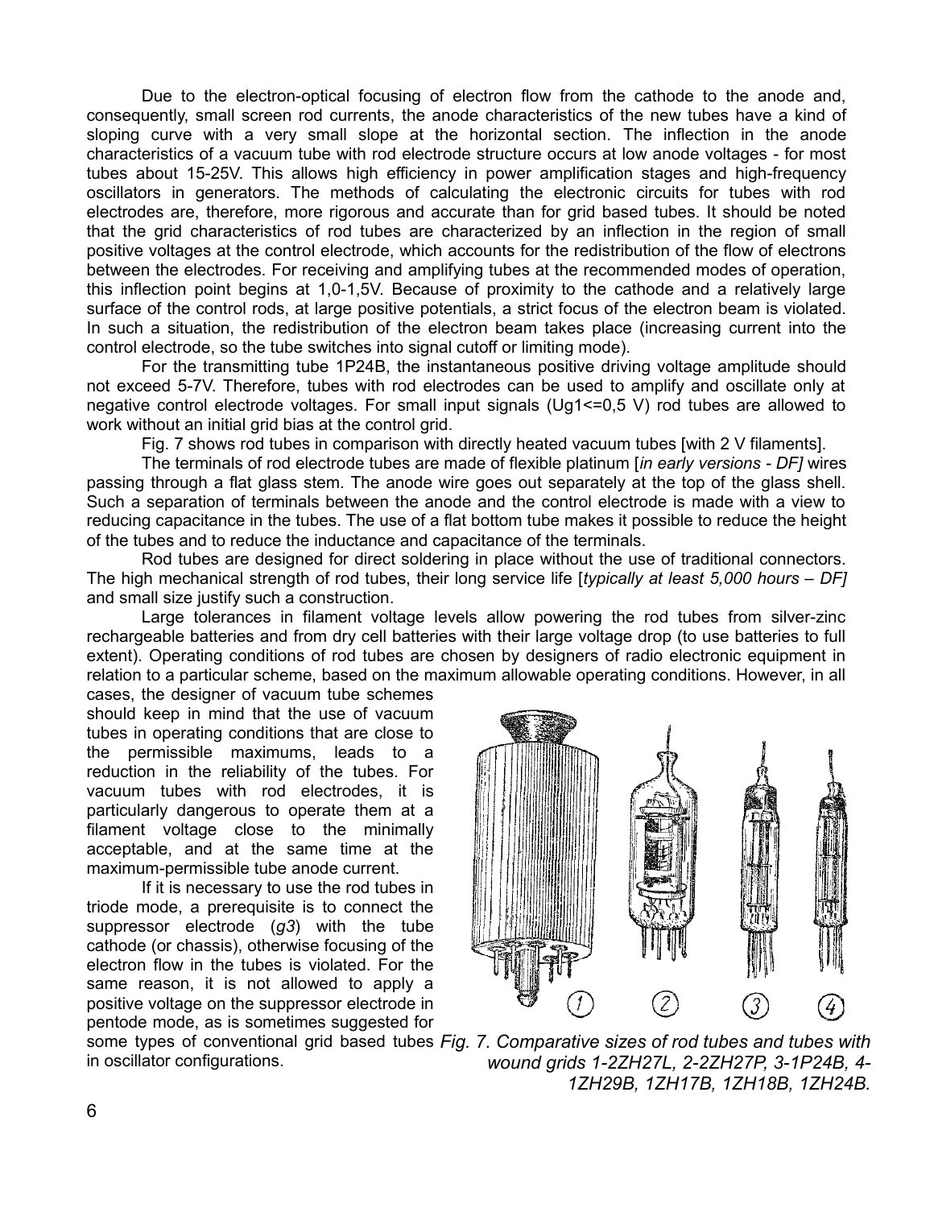Due to the electron-optical focusing of electron flow from the cathode to the anode and, consequently, small screen rod currents, the anode characteristics of the new tubes have a kind of sloping curve with a very small slope at the horizontal section. The inflection in the anode characteristics of a vacuum tube with rod electrode structure occurs at low anode voltages - for most tubes about 15-25V. This allows high efficiency in power amplification stages and high-frequency oscillators in generators. The methods of calculating the electronic circuits for tubes with rod electrodes are, therefore, more rigorous and accurate than for grid based tubes. It should be noted that the grid characteristics of rod tubes are characterized by an inflection in the region of small positive voltages at the control electrode, which accounts for the redistribution of the flow of electrons between the electrodes. For receiving and amplifying tubes at the recommended modes of operation, this inflection point begins at 1,0-1,5V. Because of proximity to the cathode and a relatively large surface of the control rods, at large positive potentials, a strict focus of the electron beam is violated. In such a situation, the redistribution of the electron beam takes place (increasing current into the control electrode, so the tube switches into signal cutoff or limiting mode).

For the transmitting tube 1P24B, the instantaneous positive driving voltage amplitude should not exceed 5-7V. Therefore, tubes with rod electrodes can be used to amplify and oscillate only at negative control electrode voltages. For small input signals ($U_{g1}$<=0,5 V) rod tubes are allowed to work without an initial grid bias at the control grid.

Fig. 7 shows rod tubes in comparison with directly heated vacuum tubes [with 2 V filaments].

The terminals of rod electrode tubes are made of flexible platinum [*in early versions - DF]* wires passing through a flat glass stem. The anode wire goes out separately at the top of the glass shell. Such a separation of terminals between the anode and the control electrode is made with a view to reducing capacitance in the tubes. The use of a flat bottom tube makes it possible to reduce the height of the tubes and to reduce the inductance and capacitance of the terminals.

Rod tubes are designed for direct soldering in place without the use of traditional connectors. The high mechanical strength of rod tubes, their long service life [*typically at least 5,000 hours – DF]* and small size justify such a construction.

Large tolerances in filament voltage levels allow powering the rod tubes from silver-zinc rechargeable batteries and from dry cell batteries with their large voltage drop (to use batteries to full extent). Operating conditions of rod tubes are chosen by designers of radio electronic equipment in relation to a particular scheme, based on the maximum allowable operating conditions. However, in all cases, the designer of vacuum tube schemes should keep in mind that the use of vacuum tubes in operating conditions that are close to the permissible maximums, leads to a reduction in the reliability of the tubes. For vacuum tubes with rod electrodes, it is particularly dangerous to operate them at a filament voltage close to the minimally acceptable, and at the same time at the maximum-permissible tube anode current.

If it is necessary to use the rod tubes in triode mode, a prerequisite is to connect the suppressor electrode (*g3*) with the tube cathode (or chassis), otherwise focusing of the electron flow in the tubes is violated. For the same reason, it is not allowed to apply a positive voltage on the suppressor electrode in pentode mode, as is sometimes suggested for some types of conventional grid based tubes in oscillator configurations.

*Fig. 7. Comparative sizes of rod tubes and tubes with wound grids 1-2ZH27L, 2-2ZH27P, 3-1P24B, 4-1ZH29B, 1ZH17B, 1ZH18B, 1ZH24B.*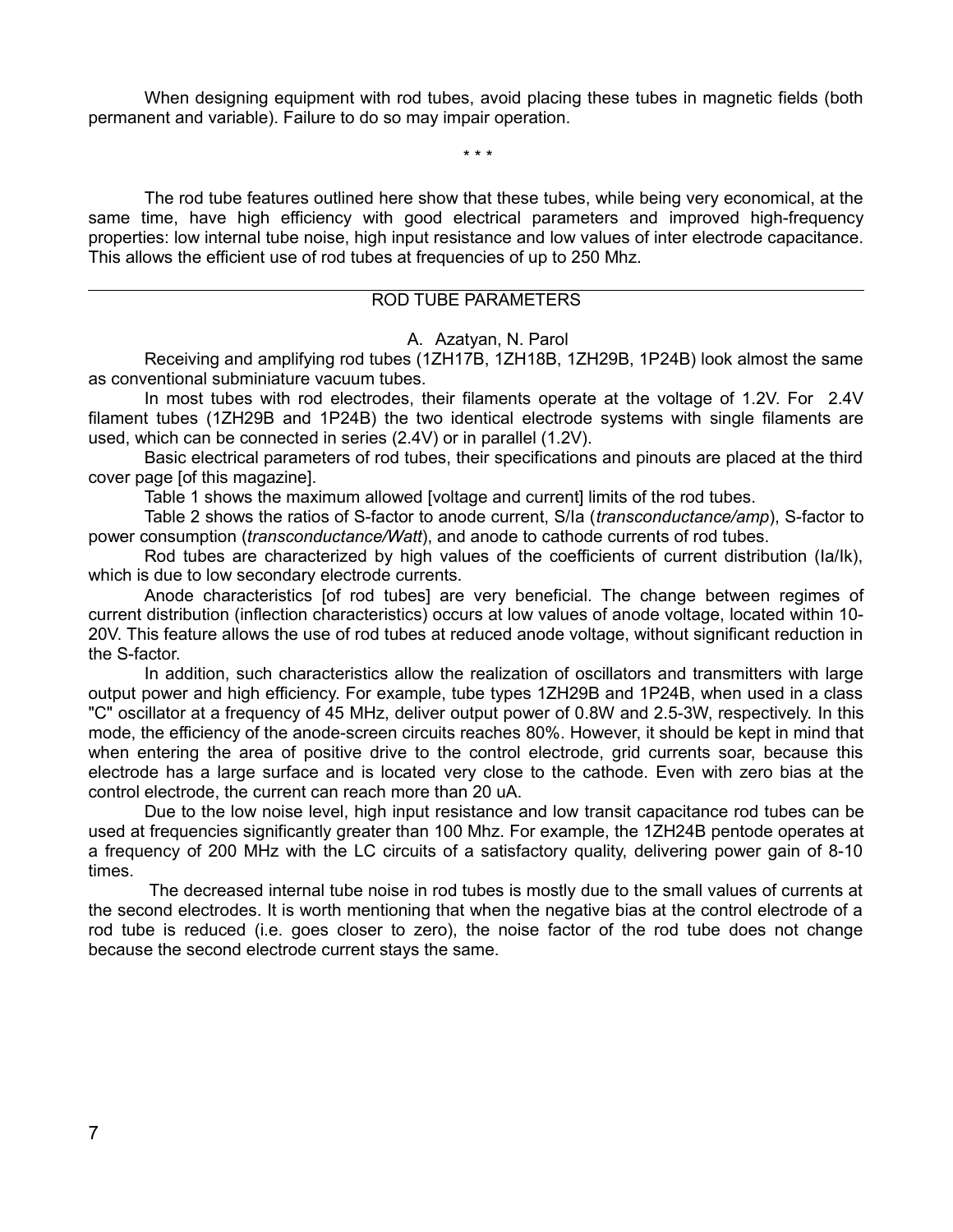When designing equipment with rod tubes, avoid placing these tubes in magnetic fields (both permanent and variable). Failure to do so may impair operation.

\* \* \*

The rod tube features outlined here show that these tubes, while being very economical, at the same time, have high efficiency with good electrical parameters and improved high-frequency properties: low internal tube noise, high input resistance and low values of inter electrode capacitance. This allows the efficient use of rod tubes at frequencies of up to 250 Mhz.

---

## ROD TUBE PARAMETERS

A. Azatyan, N. Parol

Receiving and amplifying rod tubes (1ZH17B, 1ZH18B, 1ZH29B, 1P24B) look almost the same as conventional subminiature vacuum tubes.

In most tubes with rod electrodes, their filaments operate at the voltage of 1.2V. For 2.4V filament tubes (1ZH29B and 1P24B) the two identical electrode systems with single filaments are used, which can be connected in series (2.4V) or in parallel (1.2V).

Basic electrical parameters of rod tubes, their specifications and pinouts are placed at the third cover page [of this magazine].

Table 1 shows the maximum allowed [voltage and current] limits of the rod tubes.

Table 2 shows the ratios of S-factor to anode current, S/Ia (*transconductance/amp*), S-factor to power consumption (*transconductance/Watt*), and anode to cathode currents of rod tubes.

Rod tubes are characterized by high values of the coefficients of current distribution (Ia/Ik), which is due to low secondary electrode currents.

Anode characteristics [of rod tubes] are very beneficial. The change between regimes of current distribution (inflection characteristics) occurs at low values of anode voltage, located within 10-20V. This feature allows the use of rod tubes at reduced anode voltage, without significant reduction in the S-factor.

In addition, such characteristics allow the realization of oscillators and transmitters with large output power and high efficiency. For example, tube types 1ZH29B and 1P24B, when used in a class "C" oscillator at a frequency of 45 MHz, deliver output power of 0.8W and 2.5-3W, respectively. In this mode, the efficiency of the anode-screen circuits reaches 80%. However, it should be kept in mind that when entering the area of positive drive to the control electrode, grid currents soar, because this electrode has a large surface and is located very close to the cathode. Even with zero bias at the control electrode, the current can reach more than 20 uA.

Due to the low noise level, high input resistance and low transit capacitance rod tubes can be used at frequencies significantly greater than 100 Mhz. For example, the 1ZH24B pentode operates at a frequency of 200 MHz with the LC circuits of a satisfactory quality, delivering power gain of 8-10 times.

The decreased internal tube noise in rod tubes is mostly due to the small values of currents at the second electrodes. It is worth mentioning that when the negative bias at the control electrode of a rod tube is reduced (i.e. goes closer to zero), the noise factor of the rod tube does not change because the second electrode current stays the same.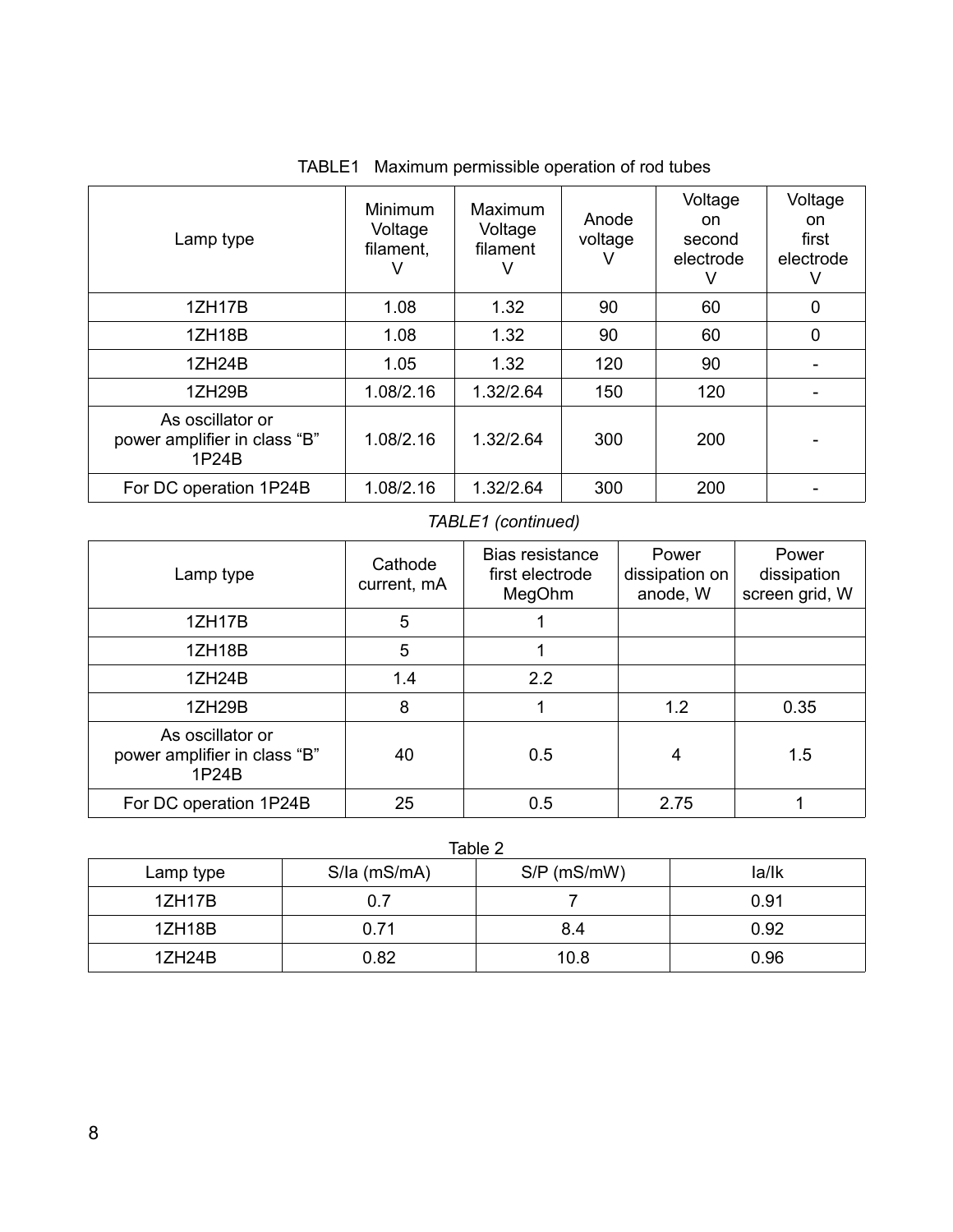TABLE1 Maximum permissible operation of rod tubes

| Lamp type | Minimum Voltage filament, V | Maximum Voltage filament V | Anode voltage V | Voltage on second electrode V | Voltage on first electrode V |
|---|---|---|---|---|---|
| 1ZH17B | 1.08 | 1.32 | 90 | 60 | 0 |
| 1ZH18B | 1.08 | 1.32 | 90 | 60 | 0 |
| 1ZH24B | 1.05 | 1.32 | 120 | 90 | - |
| 1ZH29B | 1.08/2.16 | 1.32/2.64 | 150 | 120 | - |
| As oscillator or power amplifier in class "B" 1P24B | 1.08/2.16 | 1.32/2.64 | 300 | 200 | - |
| For DC operation 1P24B | 1.08/2.16 | 1.32/2.64 | 300 | 200 | - |

*TABLE1 (continued)*

| Lamp type | Cathode current, mA | Bias resistance first electrode MegOhm | Power dissipation on anode, W | Power dissipation screen grid, W |
|---|---|---|---|---|
| 1ZH17B | 5 | 1 | | |
| 1ZH18B | 5 | 1 | | |
| 1ZH24B | 1.4 | 2.2 | | |
| 1ZH29B | 8 | 1 | 1.2 | 0.35 |
| As oscillator or power amplifier in class "B" 1P24B | 40 | 0.5 | 4 | 1.5 |
| For DC operation 1P24B | 25 | 0.5 | 2.75 | 1 |

Table 2

| Lamp type | S/Ia (mS/mA) | S/P (mS/mW) | Ia/Ik |
|---|---|---|---|
| 1ZH17B | 0.7 | 7 | 0.91 |
| 1ZH18B | 0.71 | 8.4 | 0.92 |
| 1ZH24B | 0.82 | 10.8 | 0.96 |